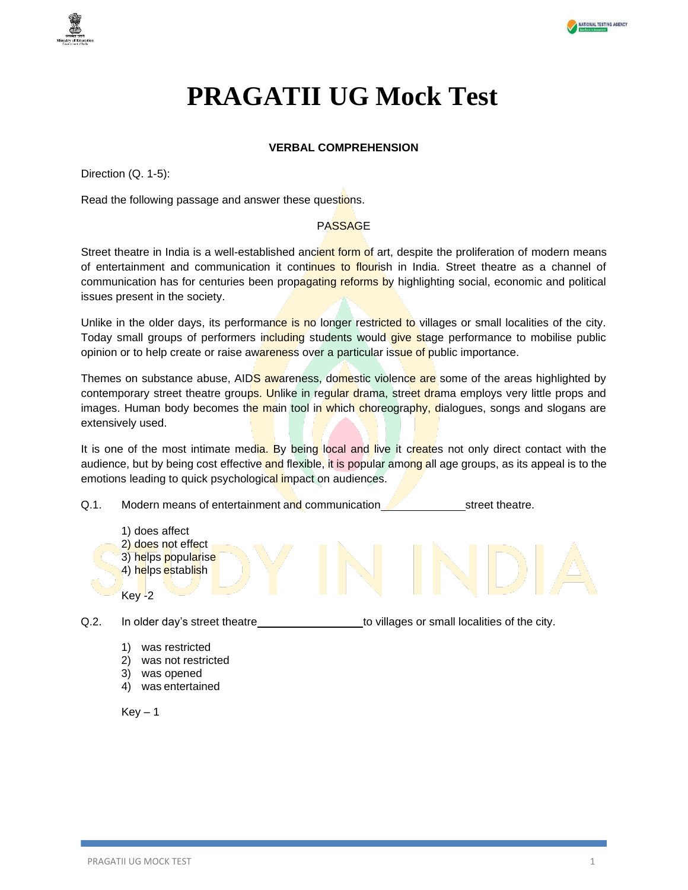# PRAGATII UG Mock Test

### VERBAL COMPREHENSION

Direction (Q. 1-5):

Read the following passage and answer these questions.

PASSAGE

Street theatre in India is a well-established ancient form of art, despite the proliferation of modern means of entertainment and communication it continues to flourish in India. Street theatre as a channel of communication has for centuries been propagating reforms by highlighting social, economic and political issues present in the society.

Unlike in the older days, its performance is no longer restricted to villages or small localities of the city. Today small groups of performers including students would give stage performance to mobilise public opinion or to help create or raise awareness over a particular issue of public importance.

Themes on substance abuse, AIDS awareness, domestic violence are some of the areas highlighted by contemporary street theatre groups. Unlike in regular drama, street drama employs very little props and images. Human body becomes the main tool in which choreography, dialogues, songs and slogans are extensively used.

It is one of the most intimate media. By being local and live it creates not only direct contact with the audience, but by being cost effective and flexible, it is popular among all age groups, as its appeal is to the emotions leading to quick psychological impact on audiences.

Q.1. Modern means of entertainment and communication \_\_\_\_\_\_\_\_\_\_\_\_ street theatre.

1) does affect
2) does not effect
3) helps popularise
4) helps establish

Key -2

Q.2. In older day's street theatre \_\_\_\_\_\_\_\_\_\_\_\_\_\_\_ to villages or small localities of the city.

1) was restricted
2) was not restricted
3) was opened
4) was entertained

Key – 1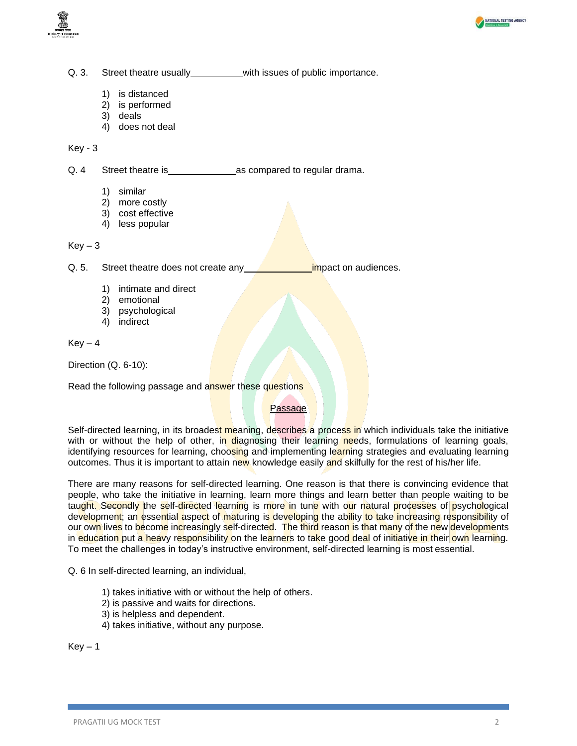Q. 3. Street theatre usually__________with issues of public importance.

1) is distanced
2) is performed
3) deals
4) does not deal

Key - 3

Q. 4 Street theatre is_____________as compared to regular drama.

1) similar
2) more costly
3) cost effective
4) less popular

Key – 3

Q. 5. Street theatre does not create any_____________impact on audiences.

1) intimate and direct
2) emotional
3) psychological
4) indirect

Key – 4

Direction (Q. 6-10):

Read the following passage and answer these questions

Passage

Self-directed learning, in its broadest meaning, describes a process in which individuals take the initiative with or without the help of other, in diagnosing their learning needs, formulations of learning goals, identifying resources for learning, choosing and implementing learning strategies and evaluating learning outcomes. Thus it is important to attain new knowledge easily and skilfully for the rest of his/her life.

There are many reasons for self-directed learning. One reason is that there is convincing evidence that people, who take the initiative in learning, learn more things and learn better than people waiting to be taught. Secondly the self-directed learning is more in tune with our natural processes of psychological development; an essential aspect of maturing is developing the ability to take increasing responsibility of our own lives to become increasingly self-directed. The third reason is that many of the new developments in education put a heavy responsibility on the learners to take good deal of initiative in their own learning. To meet the challenges in today's instructive environment, self-directed learning is most essential.

Q. 6 In self-directed learning, an individual,

1) takes initiative with or without the help of others.
2) is passive and waits for directions.
3) is helpless and dependent.
4) takes initiative, without any purpose.

Key – 1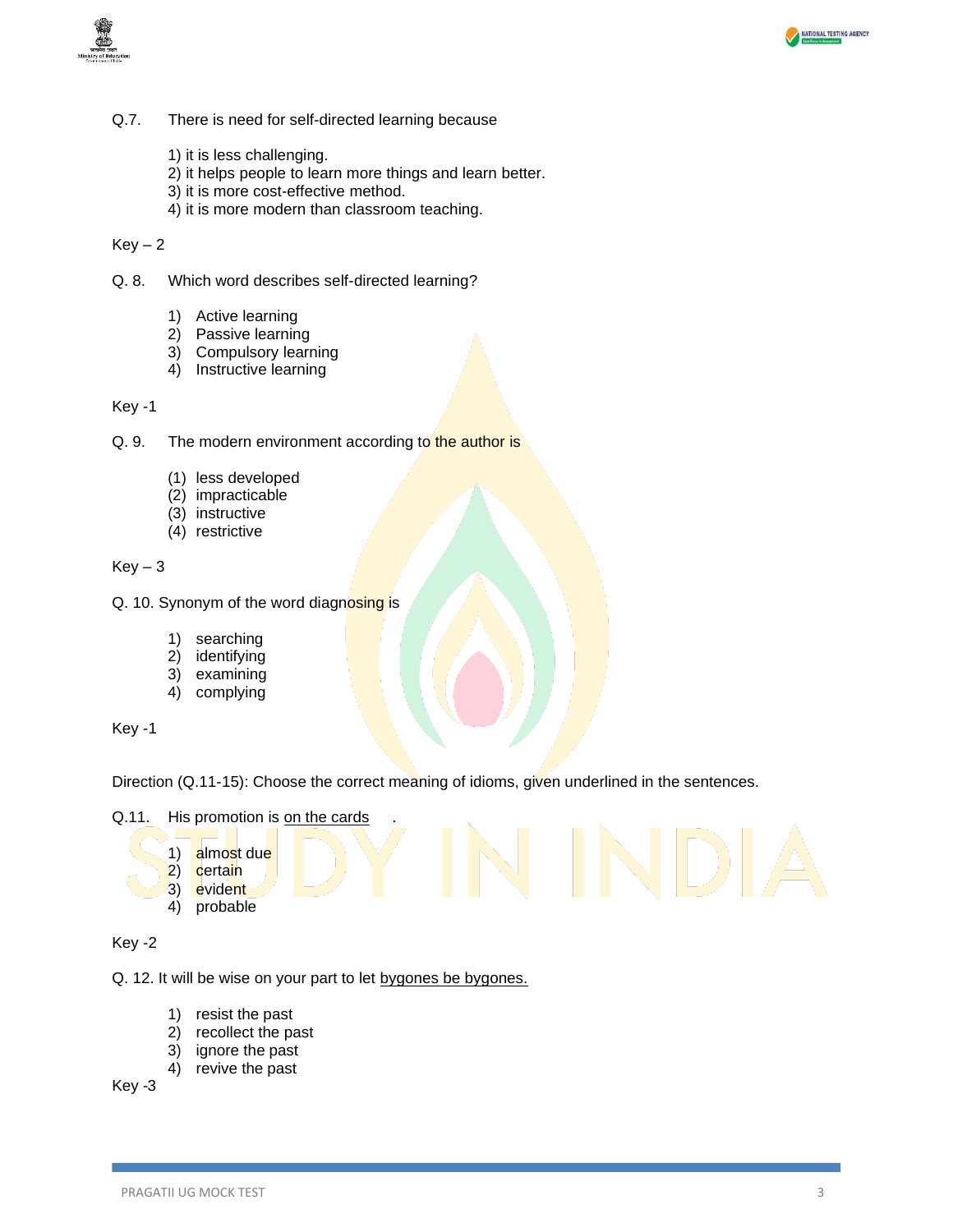Q.7. There is need for self-directed learning because

1) it is less challenging.
2) it helps people to learn more things and learn better.
3) it is more cost-effective method.
4) it is more modern than classroom teaching.

Key – 2

Q. 8. Which word describes self-directed learning?

1) Active learning
2) Passive learning
3) Compulsory learning
4) Instructive learning

Key -1

Q. 9. The modern environment according to the author is

(1) less developed
(2) impracticable
(3) instructive
(4) restrictive

Key – 3

Q. 10. Synonym of the word diagnosing is

1) searching
2) identifying
3) examining
4) complying

Key -1

Direction (Q.11-15): Choose the correct meaning of idioms, given underlined in the sentences.

Q.11. His promotion is <u>on the cards</u> .

1) almost due
2) certain
3) evident
4) probable

Key -2

Q. 12. It will be wise on your part to let <u>bygones be bygones.</u>

1) resist the past
2) recollect the past
3) ignore the past
4) revive the past

Key -3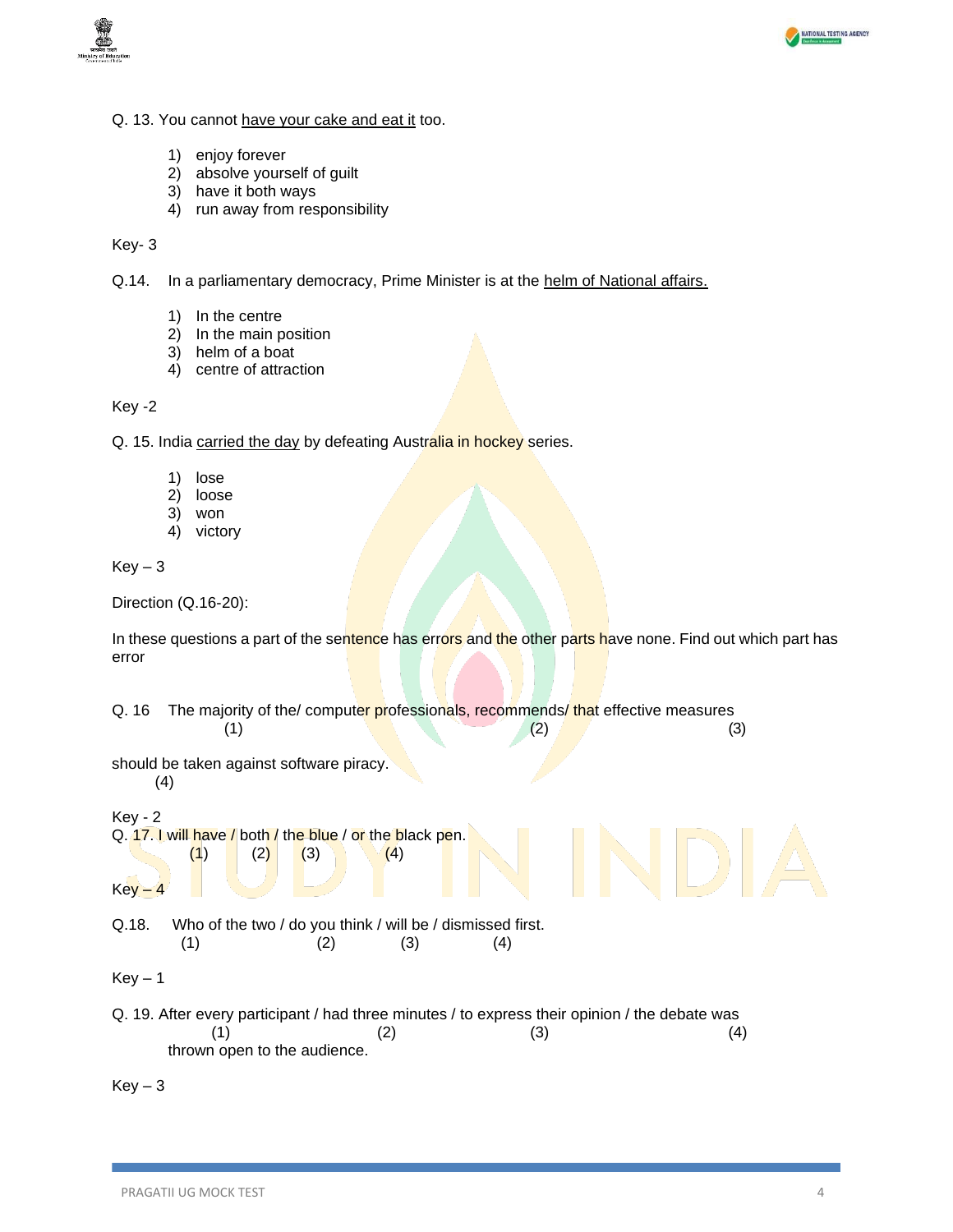Q. 13. You cannot <u>have your cake and eat it</u> too.

1) enjoy forever
2) absolve yourself of guilt
3) have it both ways
4) run away from responsibility

Key- 3

Q.14. In a parliamentary democracy, Prime Minister is at the <u>helm of National affairs.</u>

1) In the centre
2) In the main position
3) helm of a boat
4) centre of attraction

Key -2

Q. 15. India <u>carried the day</u> by defeating Australia in hockey series.

1) lose
2) loose
3) won
4) victory

Key – 3

Direction (Q.16-20):

In these questions a part of the sentence has errors and the other parts have none. Find out which part has error

Q. 16 The majority of the/ computer professionals, recommends/ that effective measures should be taken against software piracy.
(1) The majority of the / (2) computer professionals, recommends / (3) that effective measures / (4) should be taken against software piracy.

Key - 2

Q. 17. I will have / both / the blue / or the black pen.
(1) I will have / (2) both / (3) the blue / (4) or the black pen.

Key – 4

Q.18. Who of the two / do you think / will be / dismissed first.
(1) Who of the two / (2) do you think / (3) will be / (4) dismissed first.

Key – 1

Q. 19. After every participant / had three minutes / to express their opinion / the debate was thrown open to the audience.
(1) After every participant / (2) had three minutes / (3) to express their opinion / (4) the debate was thrown open to the audience.

Key – 3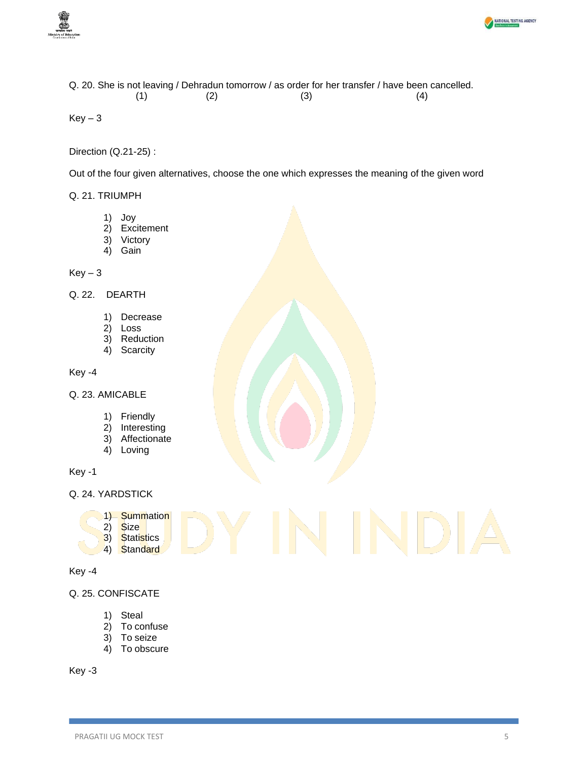Q. 20. She is not leaving / Dehradun tomorrow / as order for her transfer / have been cancelled.
(1) (2) (3) (4)

Key – 3

Direction (Q.21-25) :

Out of the four given alternatives, choose the one which expresses the meaning of the given word

Q. 21. TRIUMPH

1) Joy
2) Excitement
3) Victory
4) Gain

Key – 3

Q. 22. DEARTH

1) Decrease
2) Loss
3) Reduction
4) Scarcity

Key -4

Q. 23. AMICABLE

1) Friendly
2) Interesting
3) Affectionate
4) Loving

Key -1

Q. 24. YARDSTICK

1) Summation
2) Size
3) Statistics
4) Standard

Key -4

Q. 25. CONFISCATE

1) Steal
2) To confuse
3) To seize
4) To obscure

Key -3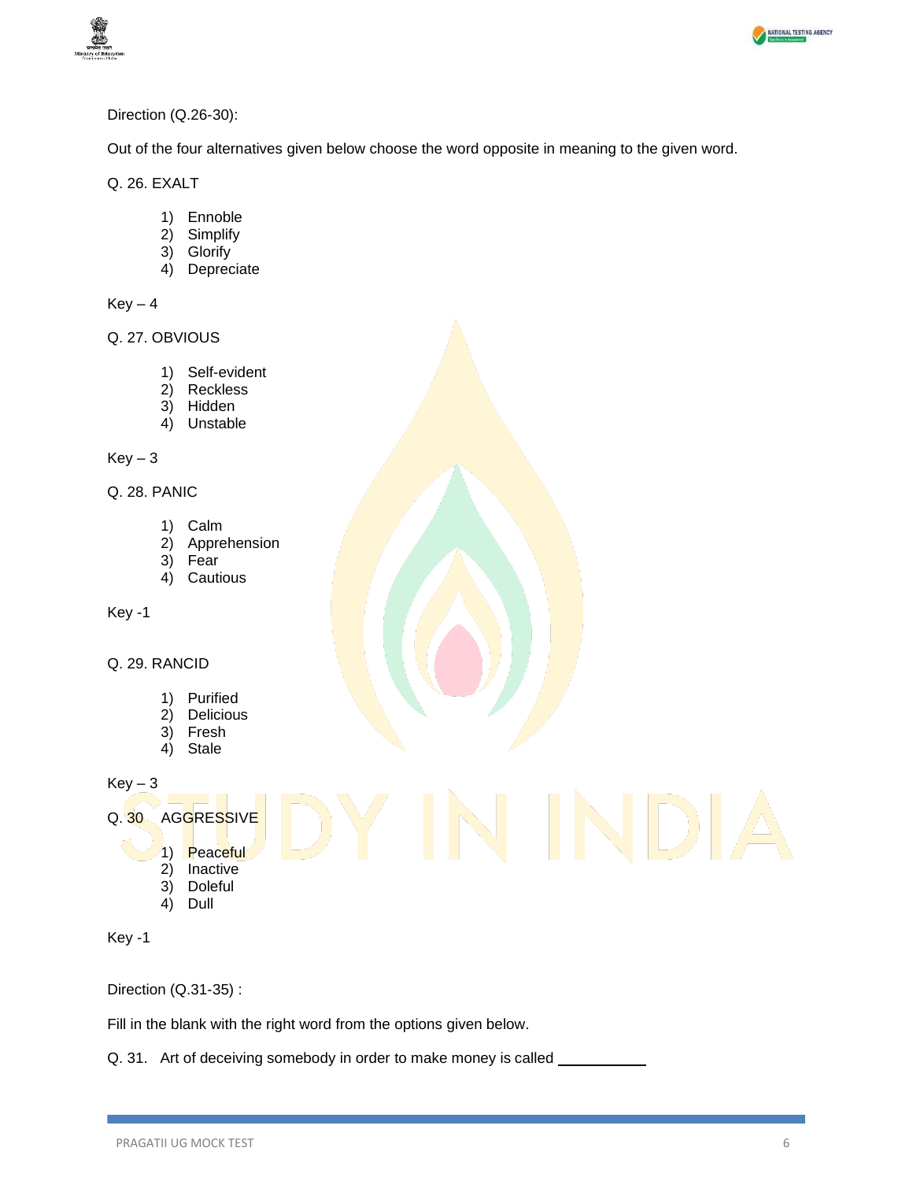Direction (Q.26-30):

Out of the four alternatives given below choose the word opposite in meaning to the given word.

Q. 26. EXALT

1) Ennoble
2) Simplify
3) Glorify
4) Depreciate

Key – 4

Q. 27. OBVIOUS

1) Self-evident
2) Reckless
3) Hidden
4) Unstable

Key – 3

Q. 28. PANIC

1) Calm
2) Apprehension
3) Fear
4) Cautious

Key -1

Q. 29. RANCID

1) Purified
2) Delicious
3) Fresh
4) Stale

Key – 3

Q. 30 AGGRESSIVE

1) Peaceful
2) Inactive
3) Doleful
4) Dull

Key -1

Direction (Q.31-35) :

Fill in the blank with the right word from the options given below.

Q. 31. Art of deceiving somebody in order to make money is called __________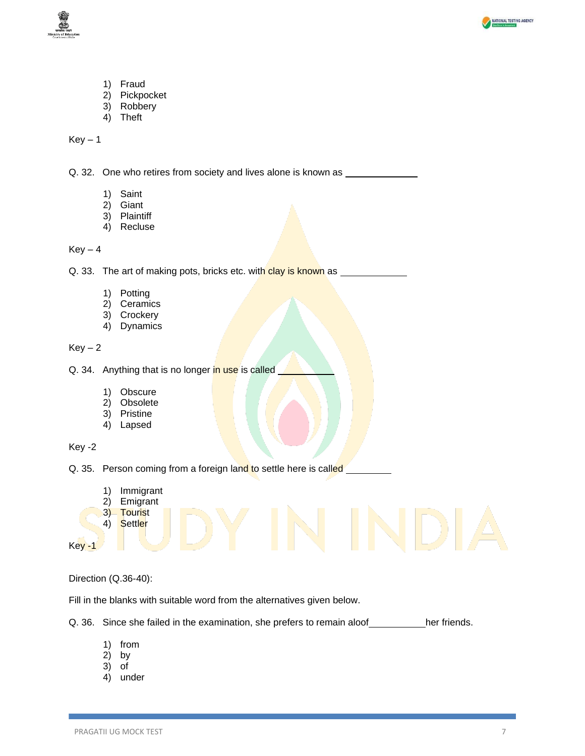1) Fraud
2) Pickpocket
3) Robbery
4) Theft

Key – 1

Q. 32. One who retires from society and lives alone is known as ____________

1) Saint
2) Giant
3) Plaintiff
4) Recluse

Key – 4

Q. 33. The art of making pots, bricks etc. with clay is known as ___________

1) Potting
2) Ceramics
3) Crockery
4) Dynamics

Key – 2

Q. 34. Anything that is no longer in use is called _________

1) Obscure
2) Obsolete
3) Pristine
4) Lapsed

Key -2

Q. 35. Person coming from a foreign land to settle here is called ________

1) Immigrant
2) Emigrant
3) Tourist
4) Settler

Key -1

Direction (Q.36-40):

Fill in the blanks with suitable word from the alternatives given below.

Q. 36. Since she failed in the examination, she prefers to remain aloof__________her friends.

1) from
2) by
3) of
4) under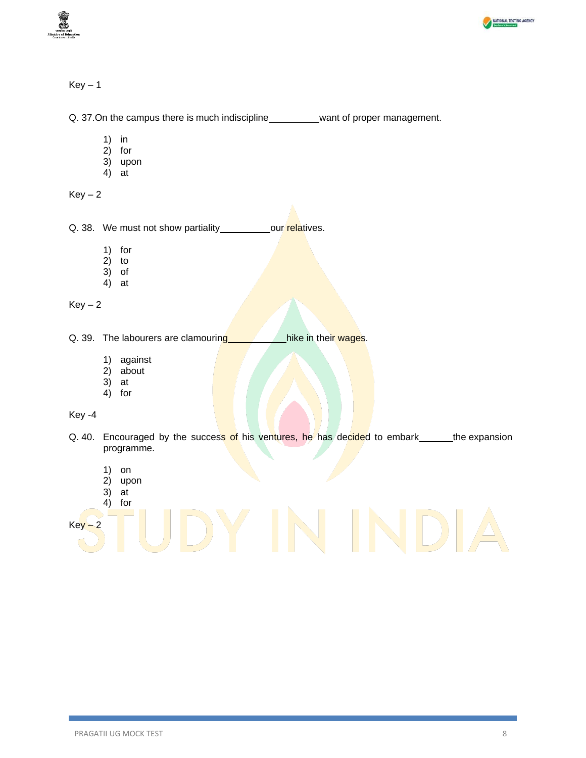Key – 1

Q. 37. On the campus there is much indiscipline__________want of proper management.

1) in
2) for
3) upon
4) at

Key – 2

Q. 38. We must not show partiality__________our relatives.

1) for
2) to
3) of
4) at

Key – 2

Q. 39. The labourers are clamouring___________hike in their wages.

1) against
2) about
3) at
4) for

Key -4

Q. 40. Encouraged by the success of his ventures, he has decided to embark______the expansion programme.

1) on
2) upon
3) at
4) for

Key – 2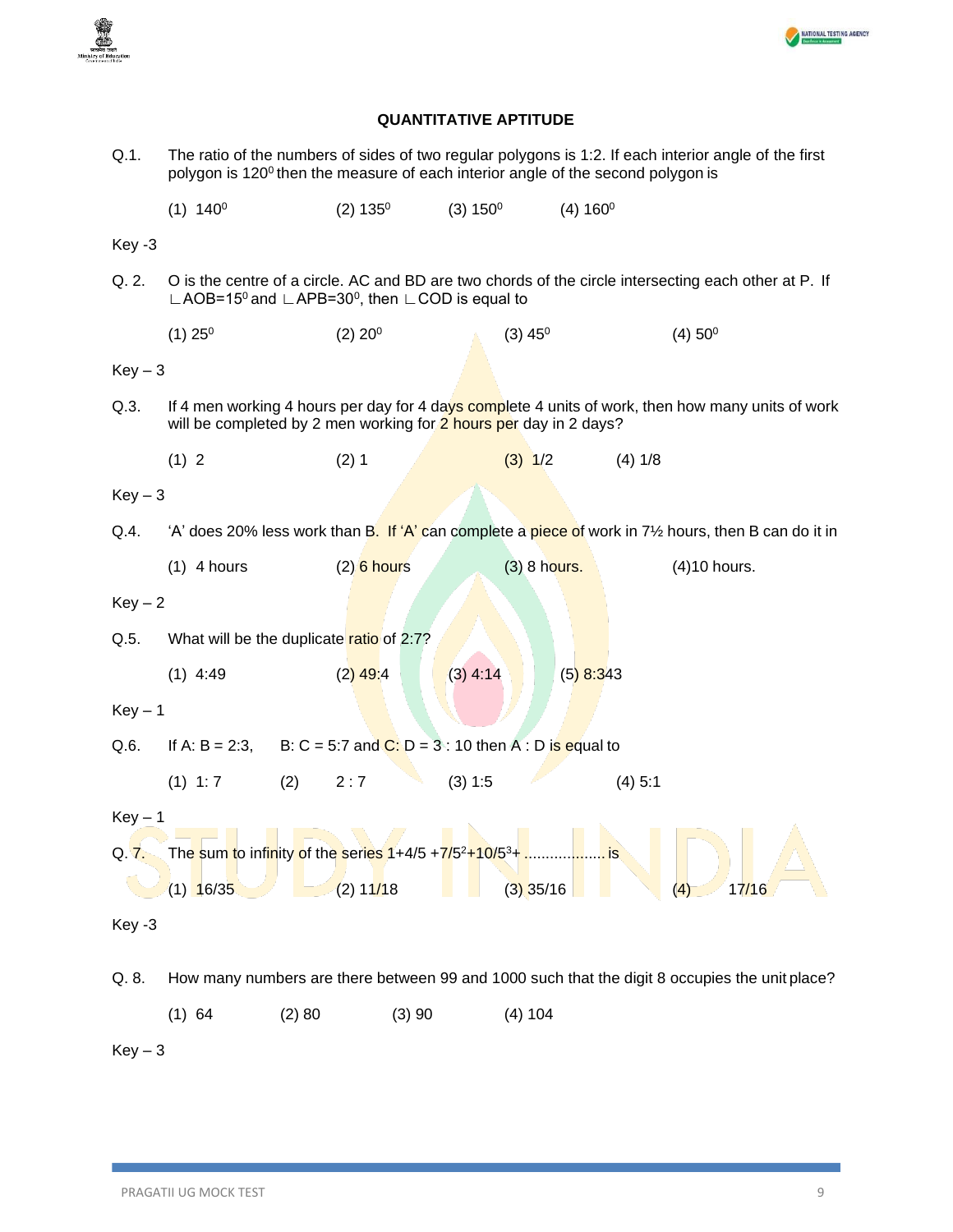## QUANTITATIVE APTITUDE

Q.1. The ratio of the numbers of sides of two regular polygons is 1:2. If each interior angle of the first polygon is $120^0$ then the measure of each interior angle of the second polygon is

(1) $140^0$ (2) $135^0$ (3) $150^0$ (4) $160^0$

Key -3

Q. 2. O is the centre of a circle. AC and BD are two chords of the circle intersecting each other at P. If ∟AOB=$15^0$ and ∟APB=$30^0$, then ∟COD is equal to

(1) $25^0$ (2) $20^0$ (3) $45^0$ (4) $50^0$

Key – 3

Q.3. If 4 men working 4 hours per day for 4 days complete 4 units of work, then how many units of work will be completed by 2 men working for 2 hours per day in 2 days?

(1) 2 (2) 1 (3) 1/2 (4) 1/8

Key – 3

Q.4. 'A' does 20% less work than B. If 'A' can complete a piece of work in 7½ hours, then B can do it in

(1) 4 hours (2) 6 hours (3) 8 hours. (4)10 hours.

Key – 2

Q.5. What will be the duplicate ratio of 2:7?

(1) 4:49 (2) 49:4 (3) 4:14 (5) 8:343

Key – 1

Q.6. If A: B = 2:3, B: C = 5:7 and C: D = 3 : 10 then A : D is equal to

(1) 1: 7 (2) 2 : 7 (3) 1:5 (4) 5:1

Key – 1

Q. 7. The sum to infinity of the series $1+4/5+7/5^2+10/5^3+$ .................. is

(1) 16/35 (2) 11/18 (3) 35/16 (4) 17/16

Key -3

Q. 8. How many numbers are there between 99 and 1000 such that the digit 8 occupies the unit place?

(1) 64 (2) 80 (3) 90 (4) 104

Key – 3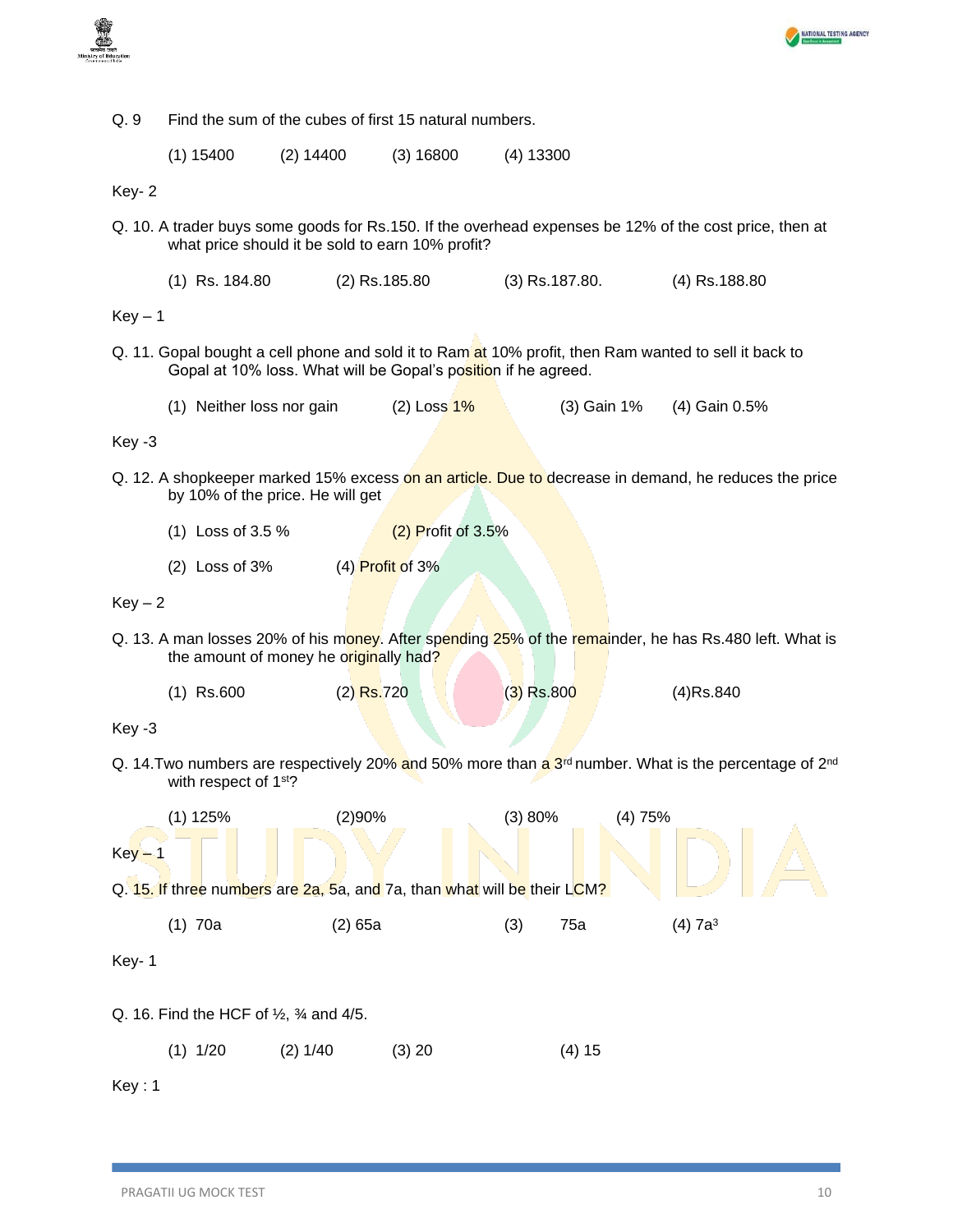Q. 9 Find the sum of the cubes of first 15 natural numbers.

(1) 15400 (2) 14400 (3) 16800 (4) 13300

Key- 2

Q. 10. A trader buys some goods for Rs.150. If the overhead expenses be 12% of the cost price, then at what price should it be sold to earn 10% profit?

(1) Rs. 184.80 (2) Rs.185.80 (3) Rs.187.80. (4) Rs.188.80

Key – 1

Q. 11. Gopal bought a cell phone and sold it to Ram at 10% profit, then Ram wanted to sell it back to Gopal at 10% loss. What will be Gopal's position if he agreed.

(1) Neither loss nor gain (2) Loss 1% (3) Gain 1% (4) Gain 0.5%

Key -3

Q. 12. A shopkeeper marked 15% excess on an article. Due to decrease in demand, he reduces the price by 10% of the price. He will get

(1) Loss of 3.5 % (2) Profit of 3.5%

(2) Loss of 3% (4) Profit of 3%

Key – 2

Q. 13. A man losses 20% of his money. After spending 25% of the remainder, he has Rs.480 left. What is the amount of money he originally had?

(1) Rs.600 (2) Rs.720 (3) Rs.800 (4)Rs.840

Key -3

Q. 14.Two numbers are respectively 20% and 50% more than a 3rd number. What is the percentage of 2nd with respect of 1st?

(1) 125% (2)90% (3) 80% (4) 75%

Key – 1

Q. 15. If three numbers are 2a, 5a, and 7a, than what will be their LCM?

(1) 70a (2) 65a (3) 75a (4) $7a^3$

Key- 1

Q. 16. Find the HCF of ½, ¾ and 4/5.

(1) 1/20 (2) 1/40 (3) 20 (4) 15

Key : 1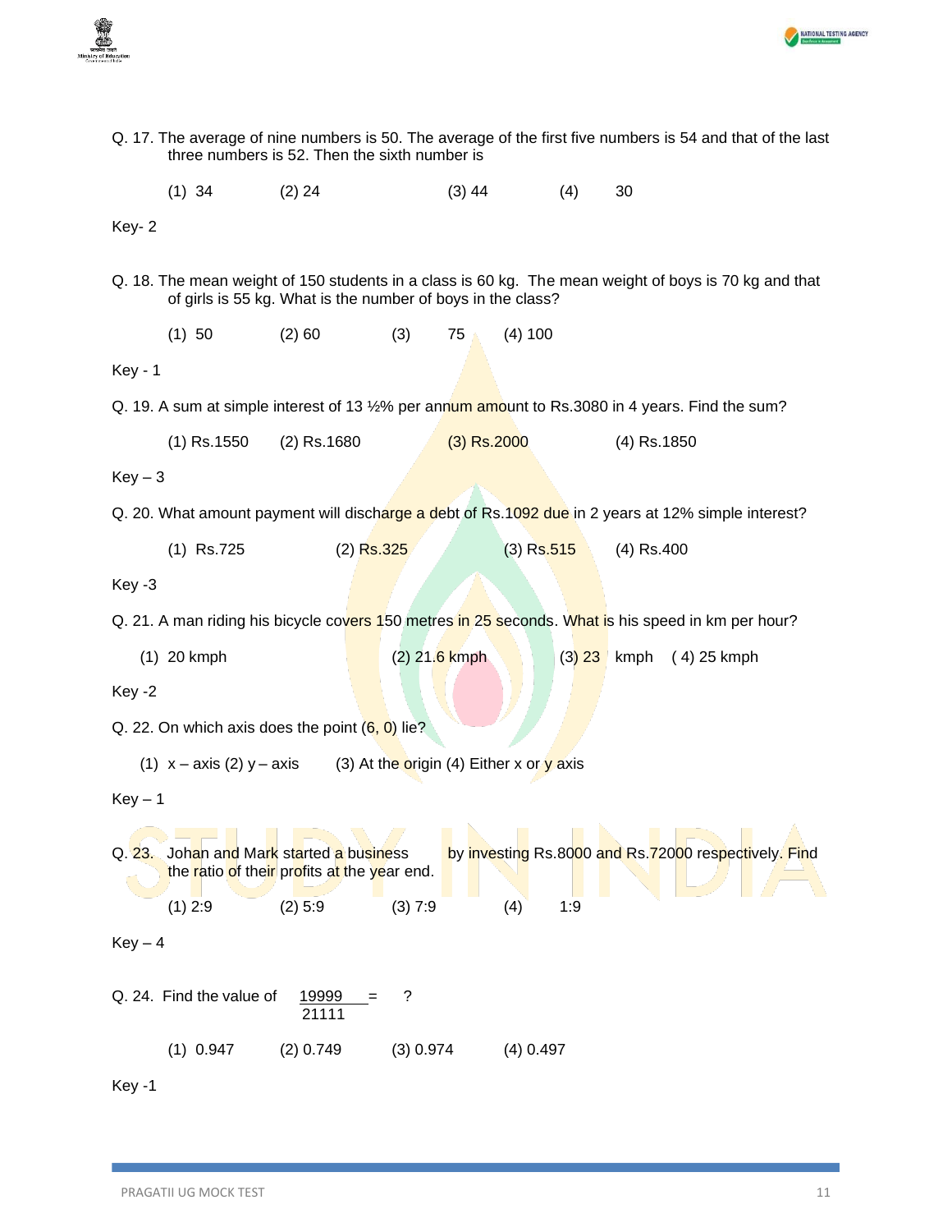Q. 17. The average of nine numbers is 50. The average of the first five numbers is 54 and that of the last three numbers is 52. Then the sixth number is

(1) 34 (2) 24 (3) 44 (4) 30

Key- 2

Q. 18. The mean weight of 150 students in a class is 60 kg. The mean weight of boys is 70 kg and that of girls is 55 kg. What is the number of boys in the class?

(1) 50 (2) 60 (3) 75 (4) 100

Key - 1

Q. 19. A sum at simple interest of 13 ½% per annum amount to Rs.3080 in 4 years. Find the sum?

(1) Rs.1550 (2) Rs.1680 (3) Rs.2000 (4) Rs.1850

Key – 3

Q. 20. What amount payment will discharge a debt of Rs.1092 due in 2 years at 12% simple interest?

(1) Rs.725 (2) Rs.325 (3) Rs.515 (4) Rs.400

Key -3

Q. 21. A man riding his bicycle covers 150 metres in 25 seconds. What is his speed in km per hour?

(1) 20 kmph (2) 21.6 kmph (3) 23 kmph (4) 25 kmph

Key -2

Q. 22. On which axis does the point (6, 0) lie?

(1) x – axis (2) y – axis (3) At the origin (4) Either x or y axis

Key – 1

Q. 23. Johan and Mark started a business by investing Rs.8000 and Rs.72000 respectively. Find the ratio of their profits at the year end.

(1) 2:9 (2) 5:9 (3) 7:9 (4) 1:9

Key – 4

Q. 24. Find the value of $\frac{19999}{21111}$ = ?

(1) 0.947 (2) 0.749 (3) 0.974 (4) 0.497

Key -1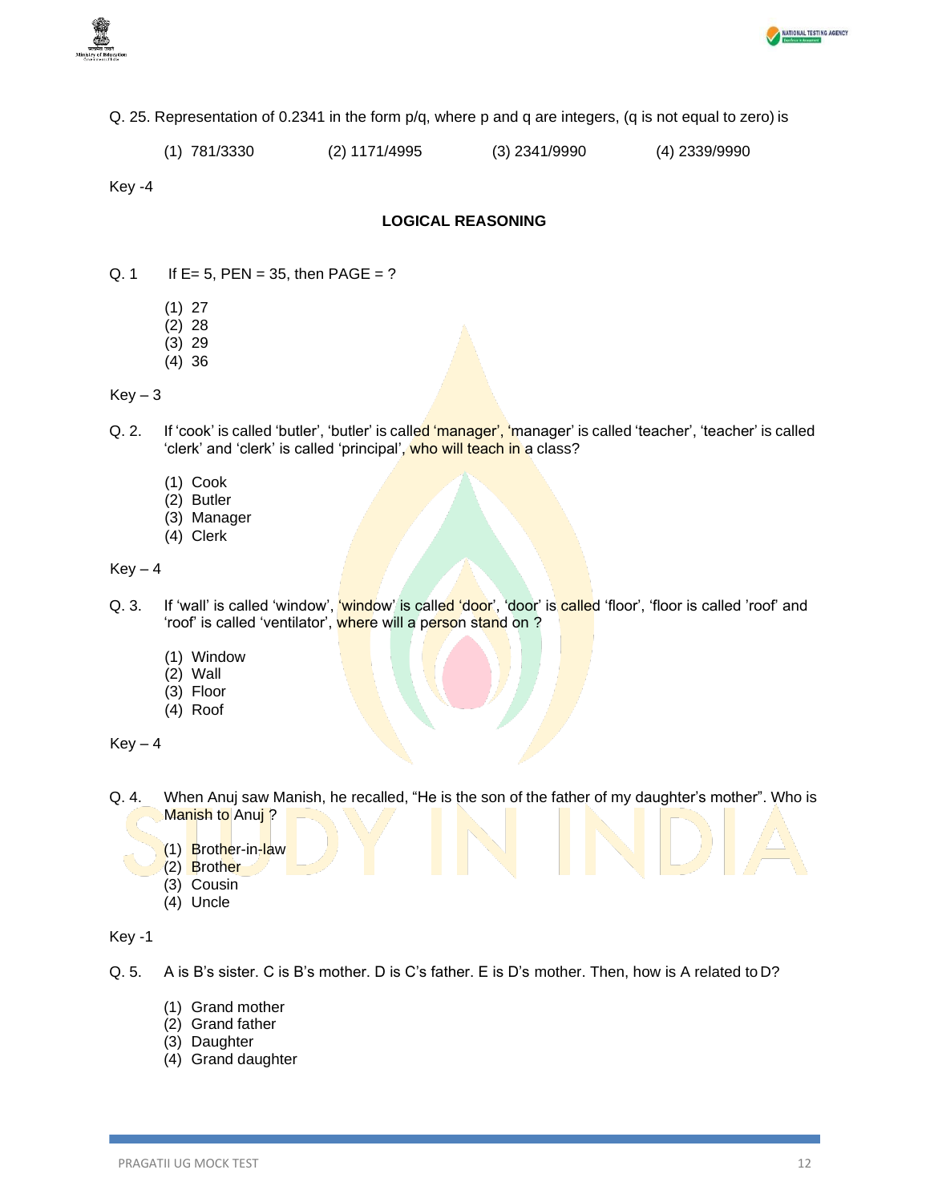Q. 25. Representation of 0.2341 in the form p/q, where p and q are integers, (q is not equal to zero) is

(1) 781/3330  (2) 1171/4995  (3) 2341/9990  (4) 2339/9990

Key -4

## LOGICAL REASONING

Q. 1 If E= 5, PEN = 35, then PAGE = ?

(1) 27
(2) 28
(3) 29
(4) 36

Key – 3

Q. 2. If 'cook' is called 'butler', 'butler' is called 'manager', 'manager' is called 'teacher', 'teacher' is called 'clerk' and 'clerk' is called 'principal', who will teach in a class?

(1) Cook
(2) Butler
(3) Manager
(4) Clerk

Key – 4

Q. 3. If 'wall' is called 'window', 'window' is called 'door', 'door' is called 'floor', 'floor is called 'roof' and 'roof' is called 'ventilator', where will a person stand on ?

(1) Window
(2) Wall
(3) Floor
(4) Roof

Key – 4

Q. 4. When Anuj saw Manish, he recalled, "He is the son of the father of my daughter's mother". Who is Manish to Anuj ?

(1) Brother-in-law
(2) Brother
(3) Cousin
(4) Uncle

Key -1

Q. 5. A is B's sister. C is B's mother. D is C's father. E is D's mother. Then, how is A related to D?

(1) Grand mother
(2) Grand father
(3) Daughter
(4) Grand daughter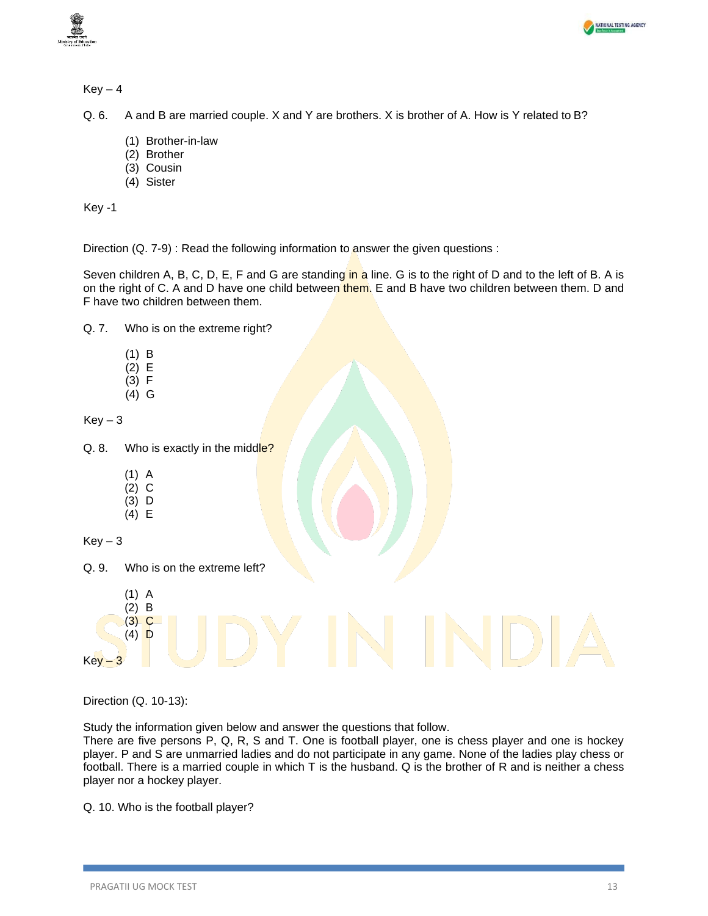Key – 4

Q. 6. A and B are married couple. X and Y are brothers. X is brother of A. How is Y related to B?

(1) Brother-in-law
(2) Brother
(3) Cousin
(4) Sister

Key -1

Direction (Q. 7-9) : Read the following information to answer the given questions :

Seven children A, B, C, D, E, F and G are standing in a line. G is to the right of D and to the left of B. A is on the right of C. A and D have one child between them. E and B have two children between them. D and F have two children between them.

Q. 7. Who is on the extreme right?

(1) B
(2) E
(3) F
(4) G

Key – 3

Q. 8. Who is exactly in the middle?

(1) A
(2) C
(3) D
(4) E

Key – 3

Q. 9. Who is on the extreme left?

(1) A
(2) B
(3) C
(4) D

Key – 3

Direction (Q. 10-13):

Study the information given below and answer the questions that follow.
There are five persons P, Q, R, S and T. One is football player, one is chess player and one is hockey player. P and S are unmarried ladies and do not participate in any game. None of the ladies play chess or football. There is a married couple in which T is the husband. Q is the brother of R and is neither a chess player nor a hockey player.

Q. 10. Who is the football player?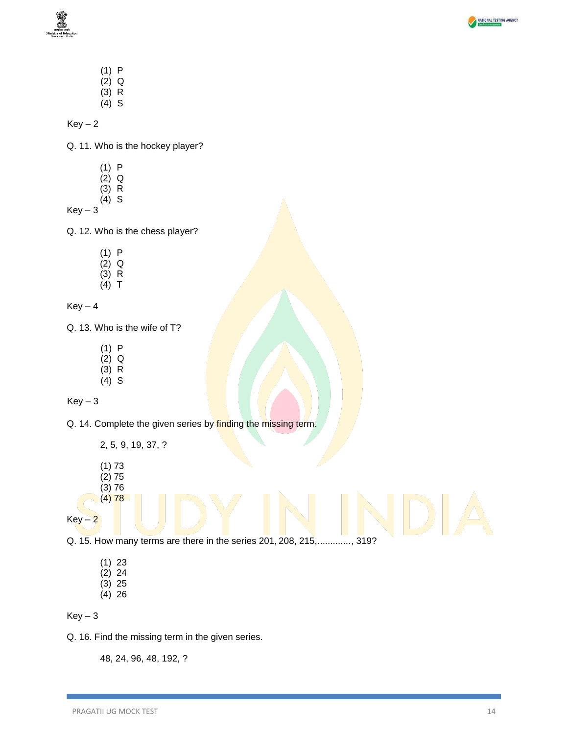(1) P
(2) Q
(3) R
(4) S

Key – 2

Q. 11. Who is the hockey player?

(1) P
(2) Q
(3) R
(4) S

Key – 3

Q. 12. Who is the chess player?

(1) P
(2) Q
(3) R
(4) T

Key – 4

Q. 13. Who is the wife of T?

(1) P
(2) Q
(3) R
(4) S

Key – 3

Q. 14. Complete the given series by finding the missing term.

2, 5, 9, 19, 37, ?

(1) 73
(2) 75
(3) 76
(4) 78

Key – 2

Q. 15. How many terms are there in the series 201, 208, 215,............., 319?

(1) 23
(2) 24
(3) 25
(4) 26

Key – 3

Q. 16. Find the missing term in the given series.

48, 24, 96, 48, 192, ?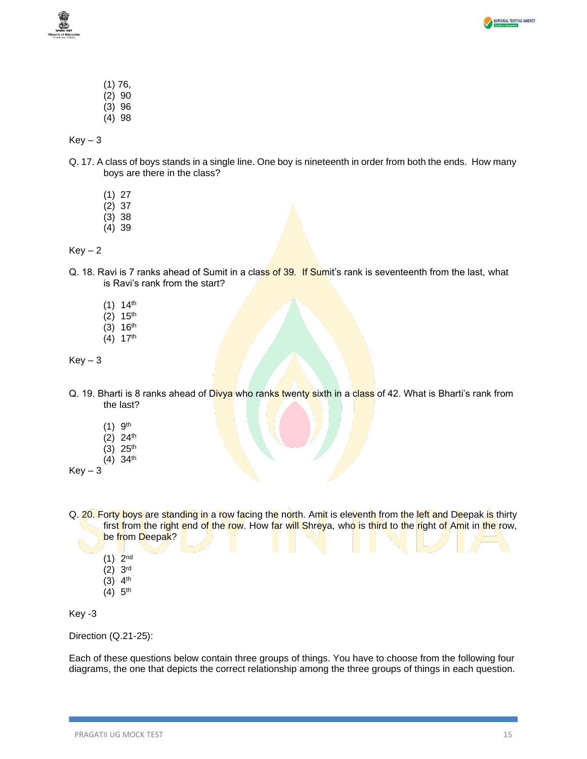(1) 76,
(2) 90
(3) 96
(4) 98

Key – 3

Q. 17. A class of boys stands in a single line. One boy is nineteenth in order from both the ends. How many boys are there in the class?

(1) 27
(2) 37
(3) 38
(4) 39

Key – 2

Q. 18. Ravi is 7 ranks ahead of Sumit in a class of 39. If Sumit's rank is seventeenth from the last, what is Ravi's rank from the start?

(1) 14th
(2) 15th
(3) 16th
(4) 17th

Key – 3

Q. 19. Bharti is 8 ranks ahead of Divya who ranks twenty sixth in a class of 42. What is Bharti's rank from the last?

(1) 9th
(2) 24th
(3) 25th
(4) 34th

Key – 3

Q. 20. Forty boys are standing in a row facing the north. Amit is eleventh from the left and Deepak is thirty first from the right end of the row. How far will Shreya, who is third to the right of Amit in the row, be from Deepak?

(1) 2nd
(2) 3rd
(3) 4th
(4) 5th

Key -3

Direction (Q.21-25):

Each of these questions below contain three groups of things. You have to choose from the following four diagrams, the one that depicts the correct relationship among the three groups of things in each question.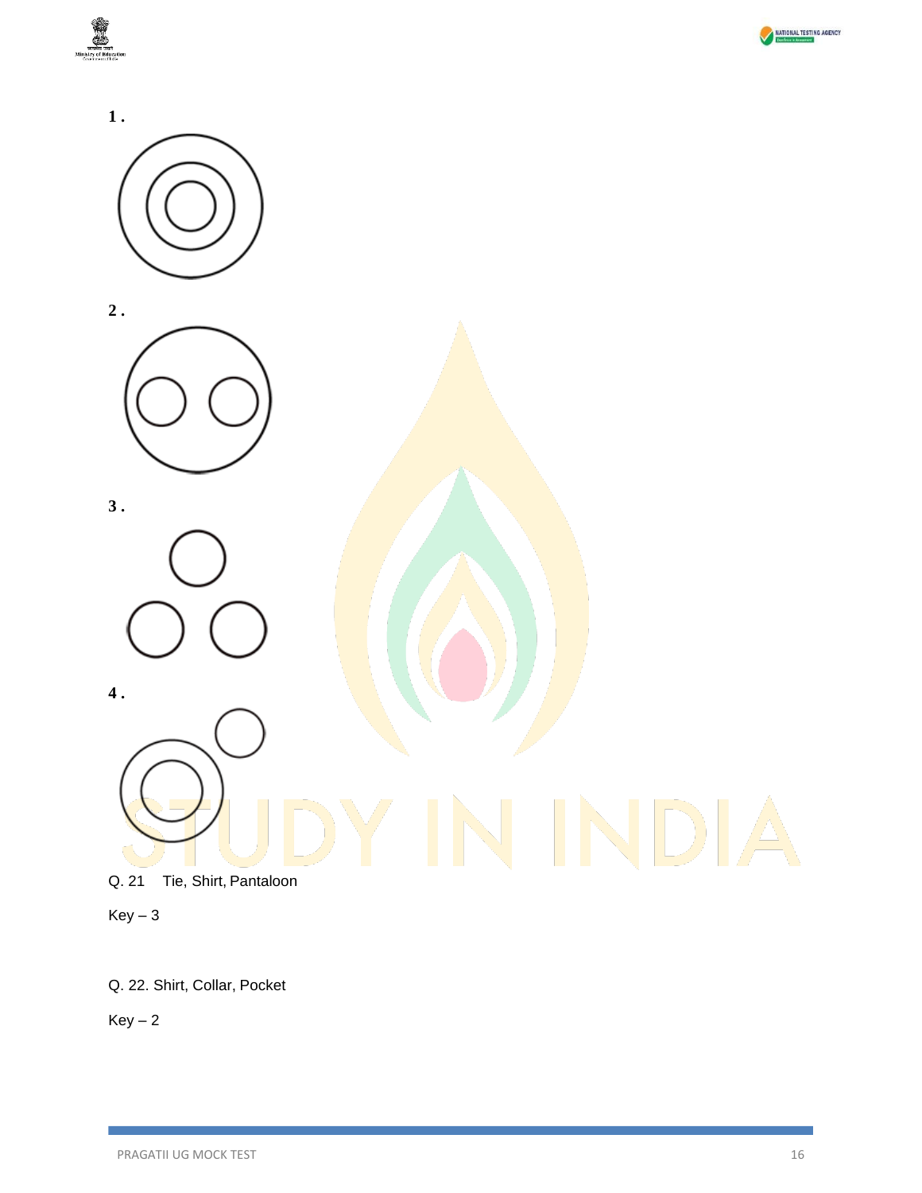1.

2.

3.

4.

Q. 21 Tie, Shirt, Pantaloon

Key – 3

Q. 22. Shirt, Collar, Pocket

Key – 2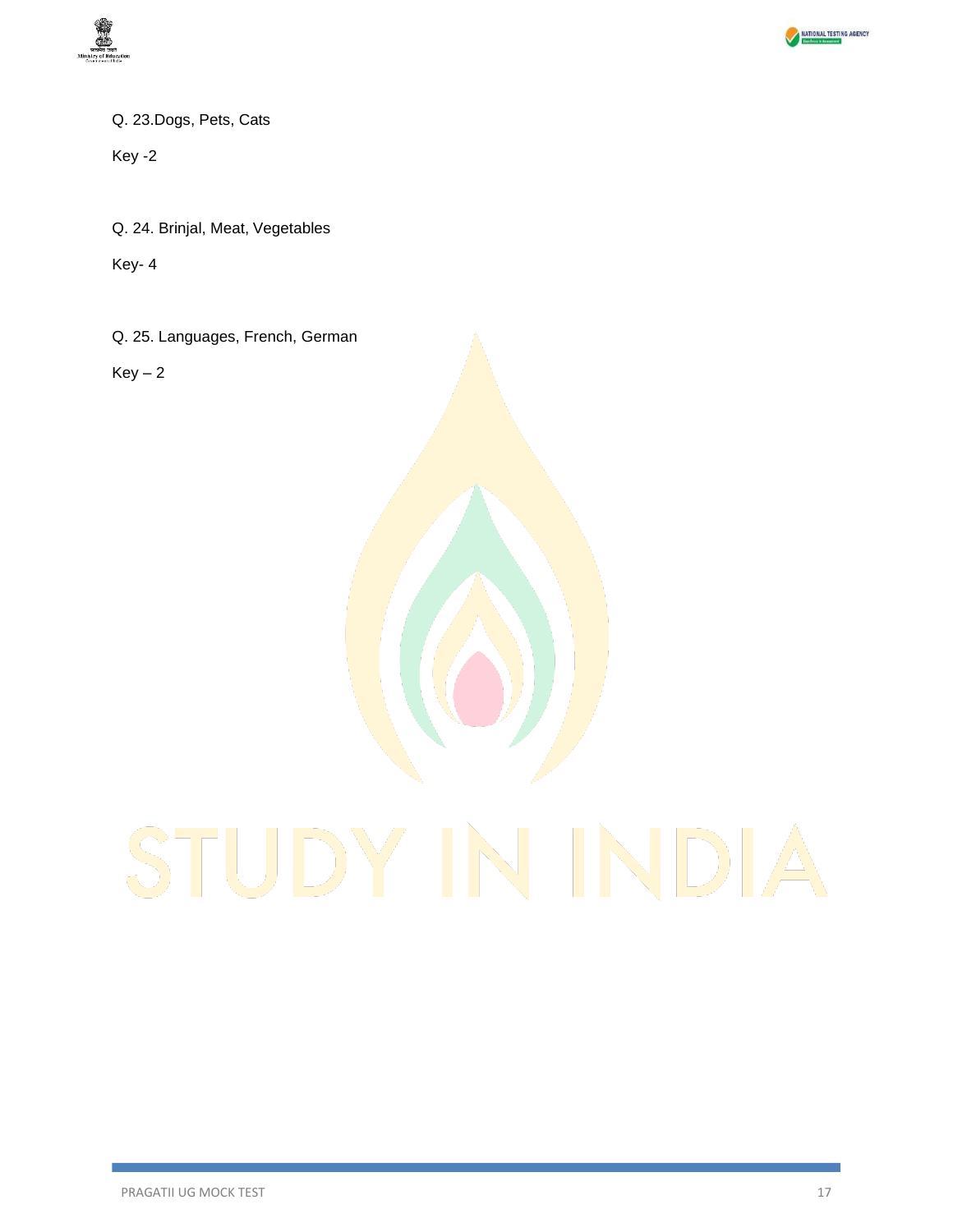Q. 23.Dogs, Pets, Cats

Key -2

Q. 24. Brinjal, Meat, Vegetables

Key- 4

Q. 25. Languages, French, German

Key – 2